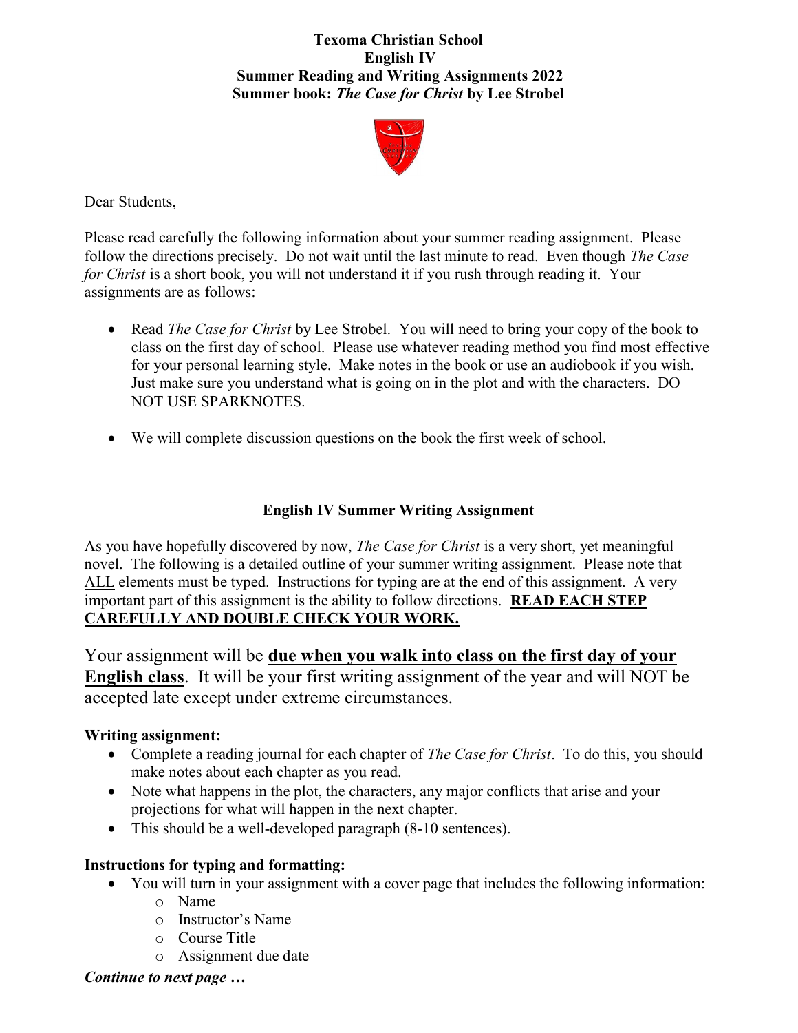**Texoma Christian School**
**English IV**
**Summer Reading and Writing Assignments 2022**
**Summer book: *The Case for Christ* by Lee Strobel**

Dear Students,

Please read carefully the following information about your summer reading assignment. Please follow the directions precisely. Do not wait until the last minute to read. Even though *The Case for Christ* is a short book, you will not understand it if you rush through reading it. Your assignments are as follows:

- Read *The Case for Christ* by Lee Strobel. You will need to bring your copy of the book to class on the first day of school. Please use whatever reading method you find most effective for your personal learning style. Make notes in the book or use an audiobook if you wish. Just make sure you understand what is going on in the plot and with the characters. DO NOT USE SPARKNOTES.

- We will complete discussion questions on the book the first week of school.

### English IV Summer Writing Assignment

As you have hopefully discovered by now, *The Case for Christ* is a very short, yet meaningful novel. The following is a detailed outline of your summer writing assignment. Please note that <u>ALL</u> elements must be typed. Instructions for typing are at the end of this assignment. A very important part of this assignment is the ability to follow directions. **<u>READ EACH STEP CAREFULLY AND DOUBLE CHECK YOUR WORK.</u>**

Your assignment will be **<u>due when you walk into class on the first day of your English class</u>**. It will be your first writing assignment of the year and will NOT be accepted late except under extreme circumstances.

**Writing assignment:**

- Complete a reading journal for each chapter of *The Case for Christ*. To do this, you should make notes about each chapter as you read.
- Note what happens in the plot, the characters, any major conflicts that arise and your projections for what will happen in the next chapter.
- This should be a well-developed paragraph (8-10 sentences).

**Instructions for typing and formatting:**

- You will turn in your assignment with a cover page that includes the following information:
  - Name
  - Instructor's Name
  - Course Title
  - Assignment due date

***Continue to next page …***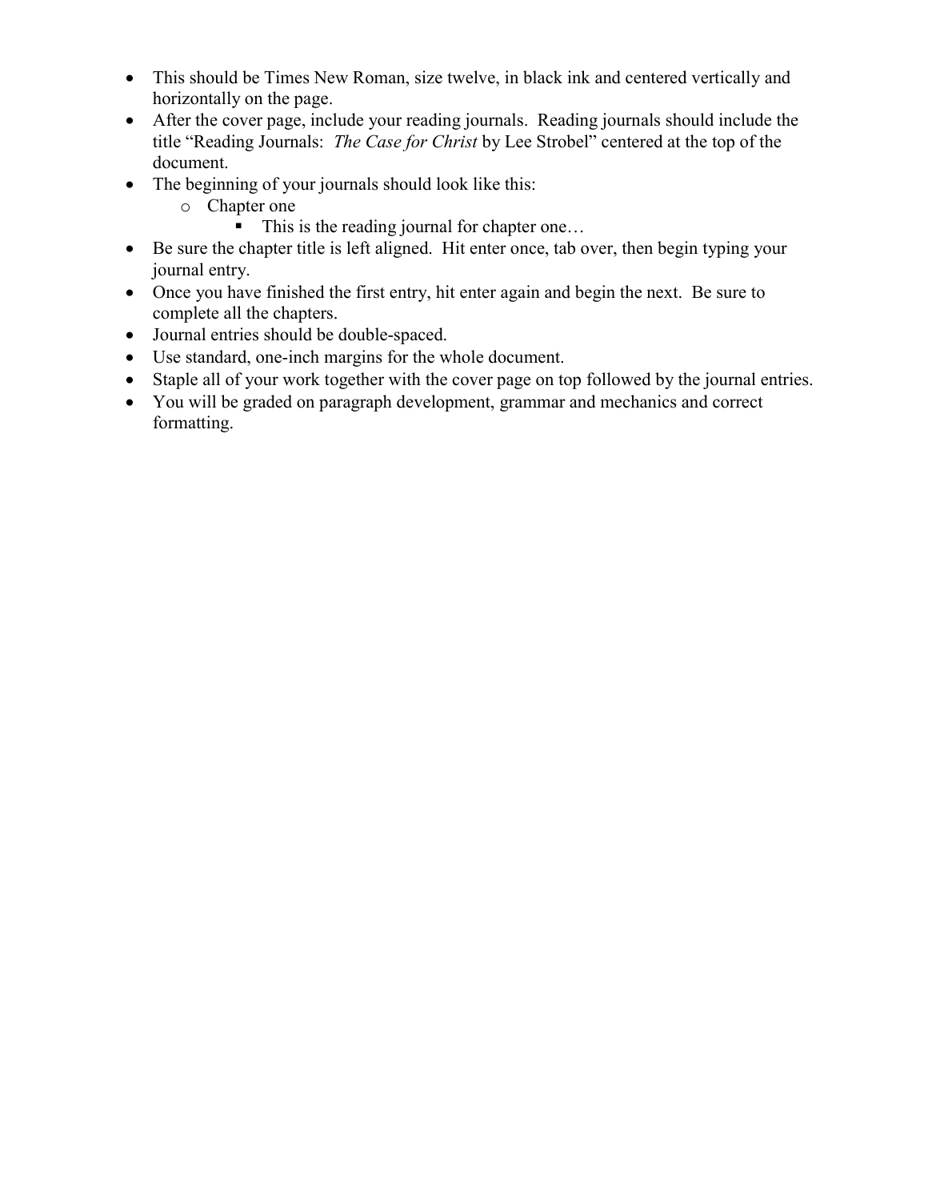- This should be Times New Roman, size twelve, in black ink and centered vertically and horizontally on the page.
- After the cover page, include your reading journals. Reading journals should include the title "Reading Journals: *The Case for Christ* by Lee Strobel" centered at the top of the document.
- The beginning of your journals should look like this:
    - Chapter one
        - This is the reading journal for chapter one…
- Be sure the chapter title is left aligned. Hit enter once, tab over, then begin typing your journal entry.
- Once you have finished the first entry, hit enter again and begin the next. Be sure to complete all the chapters.
- Journal entries should be double-spaced.
- Use standard, one-inch margins for the whole document.
- Staple all of your work together with the cover page on top followed by the journal entries.
- You will be graded on paragraph development, grammar and mechanics and correct formatting.